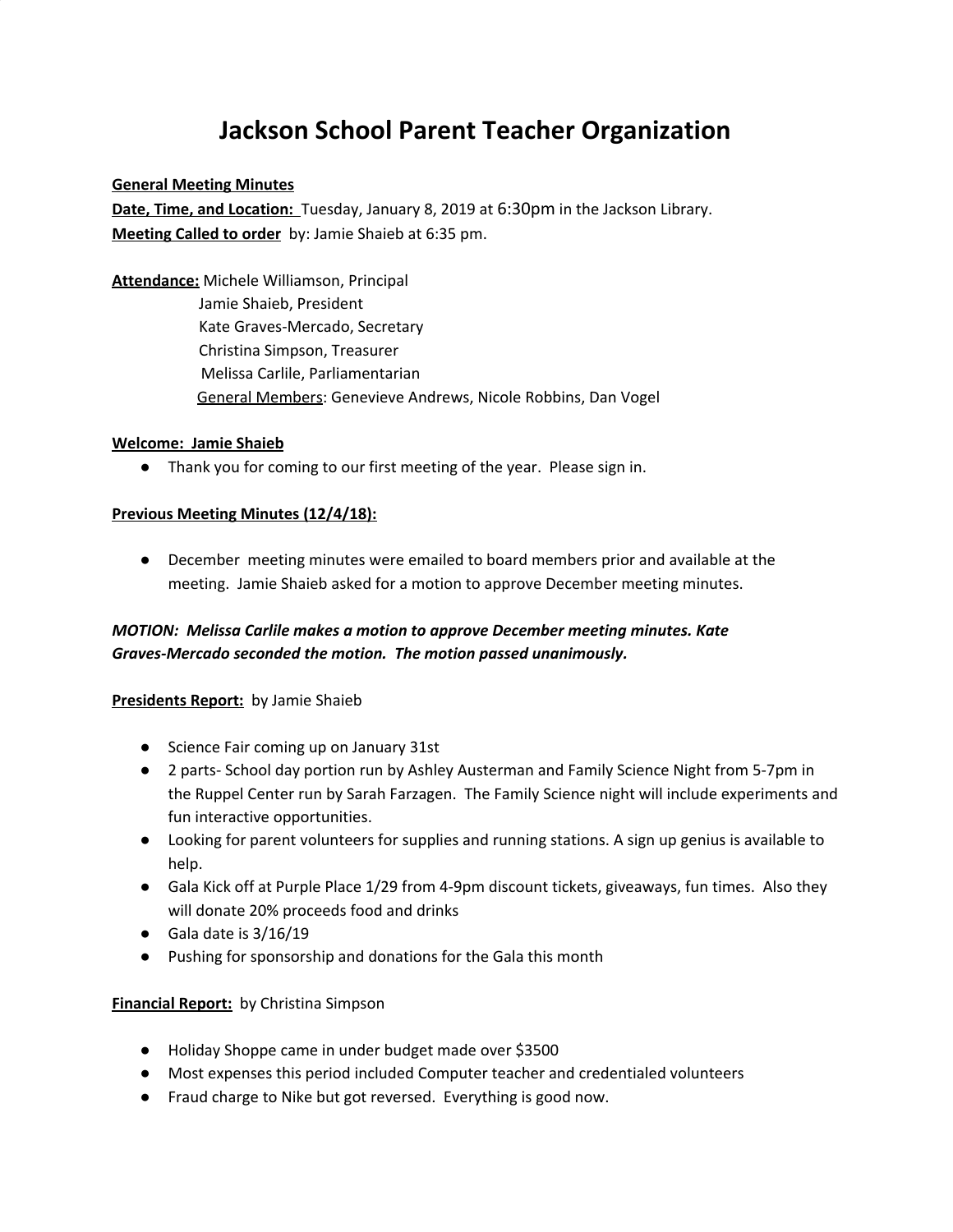# Jackson School Parent Teacher Organization

**General Meeting Minutes**
**Date, Time, and Location:** Tuesday, January 8, 2019 at 6:30pm in the Jackson Library.
**Meeting Called to order** by: Jamie Shaieb at 6:35 pm.

**Attendance:** Michele Williamson, Principal
Jamie Shaieb, President
Kate Graves-Mercado, Secretary
Christina Simpson, Treasurer
Melissa Carlile, Parliamentarian
General Members: Genevieve Andrews, Nicole Robbins, Dan Vogel

**Welcome: Jamie Shaieb**

- Thank you for coming to our first meeting of the year. Please sign in.

**Previous Meeting Minutes (12/4/18):**

- December meeting minutes were emailed to board members prior and available at the meeting. Jamie Shaieb asked for a motion to approve December meeting minutes.

***MOTION: Melissa Carlile makes a motion to approve December meeting minutes. Kate Graves-Mercado seconded the motion. The motion passed unanimously.***

**Presidents Report:** by Jamie Shaieb

- Science Fair coming up on January 31st
- 2 parts- School day portion run by Ashley Austerman and Family Science Night from 5-7pm in the Ruppel Center run by Sarah Farzagen. The Family Science night will include experiments and fun interactive opportunities.
- Looking for parent volunteers for supplies and running stations. A sign up genius is available to help.
- Gala Kick off at Purple Place 1/29 from 4-9pm discount tickets, giveaways, fun times. Also they will donate 20% proceeds food and drinks
- Gala date is 3/16/19
- Pushing for sponsorship and donations for the Gala this month

**Financial Report:** by Christina Simpson

- Holiday Shoppe came in under budget made over $3500
- Most expenses this period included Computer teacher and credentialed volunteers
- Fraud charge to Nike but got reversed. Everything is good now.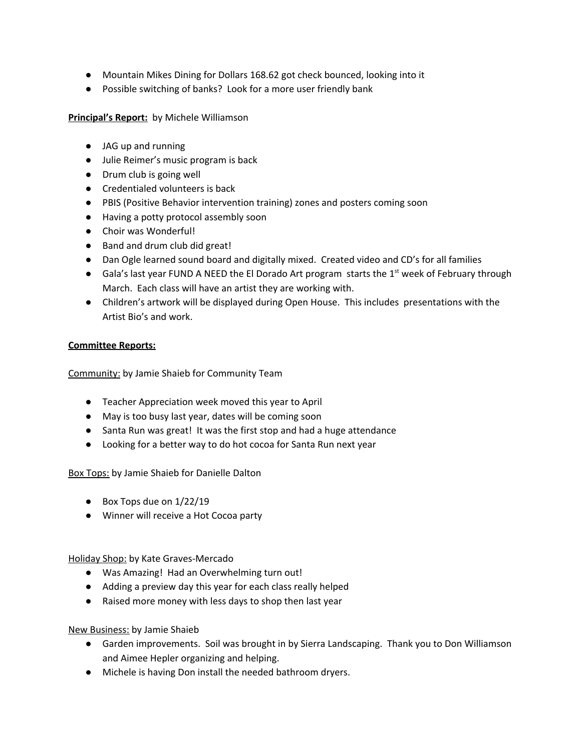- Mountain Mikes Dining for Dollars 168.62 got check bounced, looking into it
- Possible switching of banks? Look for a more user friendly bank

**Principal's Report:** by Michele Williamson

- JAG up and running
- Julie Reimer's music program is back
- Drum club is going well
- Credentialed volunteers is back
- PBIS (Positive Behavior intervention training) zones and posters coming soon
- Having a potty protocol assembly soon
- Choir was Wonderful!
- Band and drum club did great!
- Dan Ogle learned sound board and digitally mixed. Created video and CD's for all families
- Gala's last year FUND A NEED the El Dorado Art program starts the 1st week of February through March. Each class will have an artist they are working with.
- Children's artwork will be displayed during Open House. This includes presentations with the Artist Bio's and work.

**Committee Reports:**

Community: by Jamie Shaieb for Community Team

- Teacher Appreciation week moved this year to April
- May is too busy last year, dates will be coming soon
- Santa Run was great! It was the first stop and had a huge attendance
- Looking for a better way to do hot cocoa for Santa Run next year

Box Tops: by Jamie Shaieb for Danielle Dalton

- Box Tops due on 1/22/19
- Winner will receive a Hot Cocoa party

Holiday Shop: by Kate Graves-Mercado

- Was Amazing! Had an Overwhelming turn out!
- Adding a preview day this year for each class really helped
- Raised more money with less days to shop then last year

New Business: by Jamie Shaieb

- Garden improvements. Soil was brought in by Sierra Landscaping. Thank you to Don Williamson and Aimee Hepler organizing and helping.
- Michele is having Don install the needed bathroom dryers.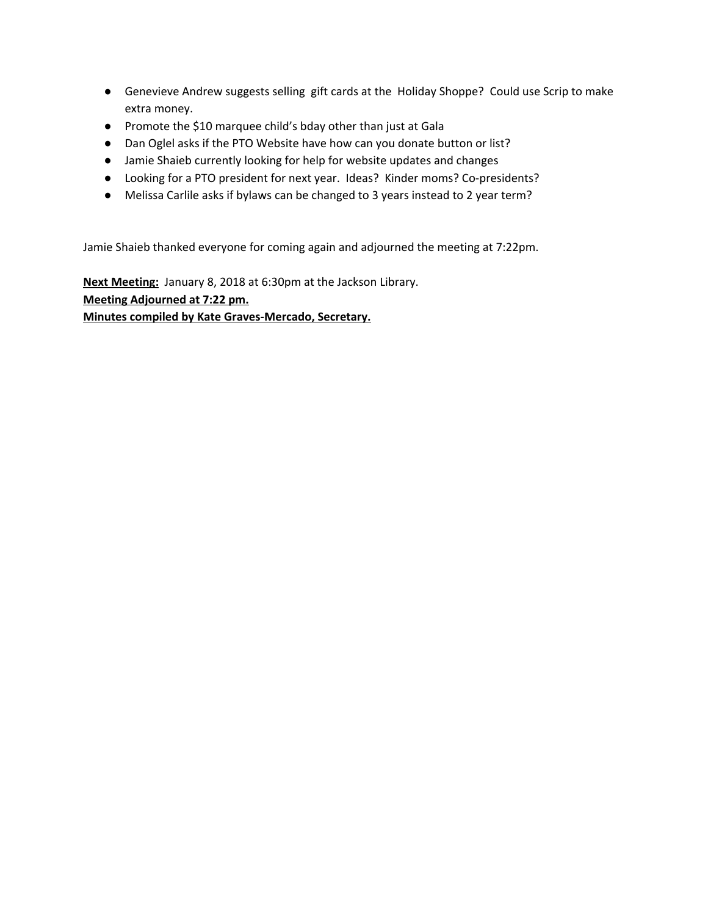- Genevieve Andrew suggests selling  gift cards at the  Holiday Shoppe?  Could use Scrip to make extra money.
- Promote the $10 marquee child's bday other than just at Gala
- Dan Oglel asks if the PTO Website have how can you donate button or list?
- Jamie Shaieb currently looking for help for website updates and changes
- Looking for a PTO president for next year.  Ideas?  Kinder moms? Co-presidents?
- Melissa Carlile asks if bylaws can be changed to 3 years instead to 2 year term?

Jamie Shaieb thanked everyone for coming again and adjourned the meeting at 7:22pm.

**Next Meeting:**  January 8, 2018 at 6:30pm at the Jackson Library.
**Meeting Adjourned at 7:22 pm.**
**Minutes compiled by Kate Graves-Mercado, Secretary.**